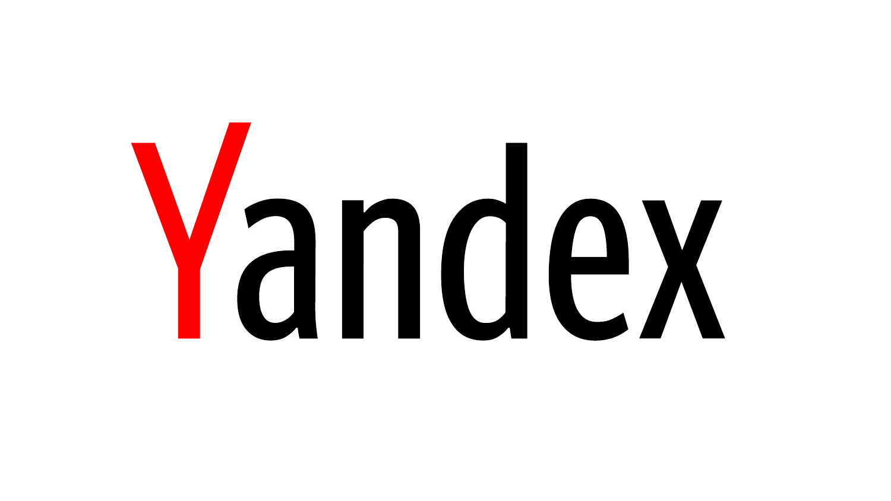Yandex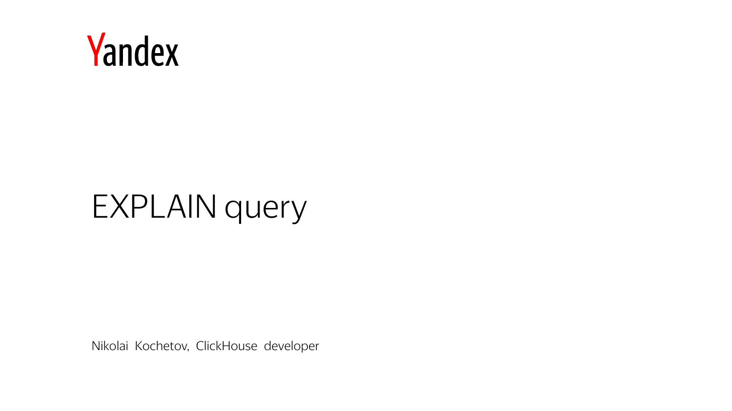Yandex

# EXPLAIN query

Nikolai Kochetov, ClickHouse developer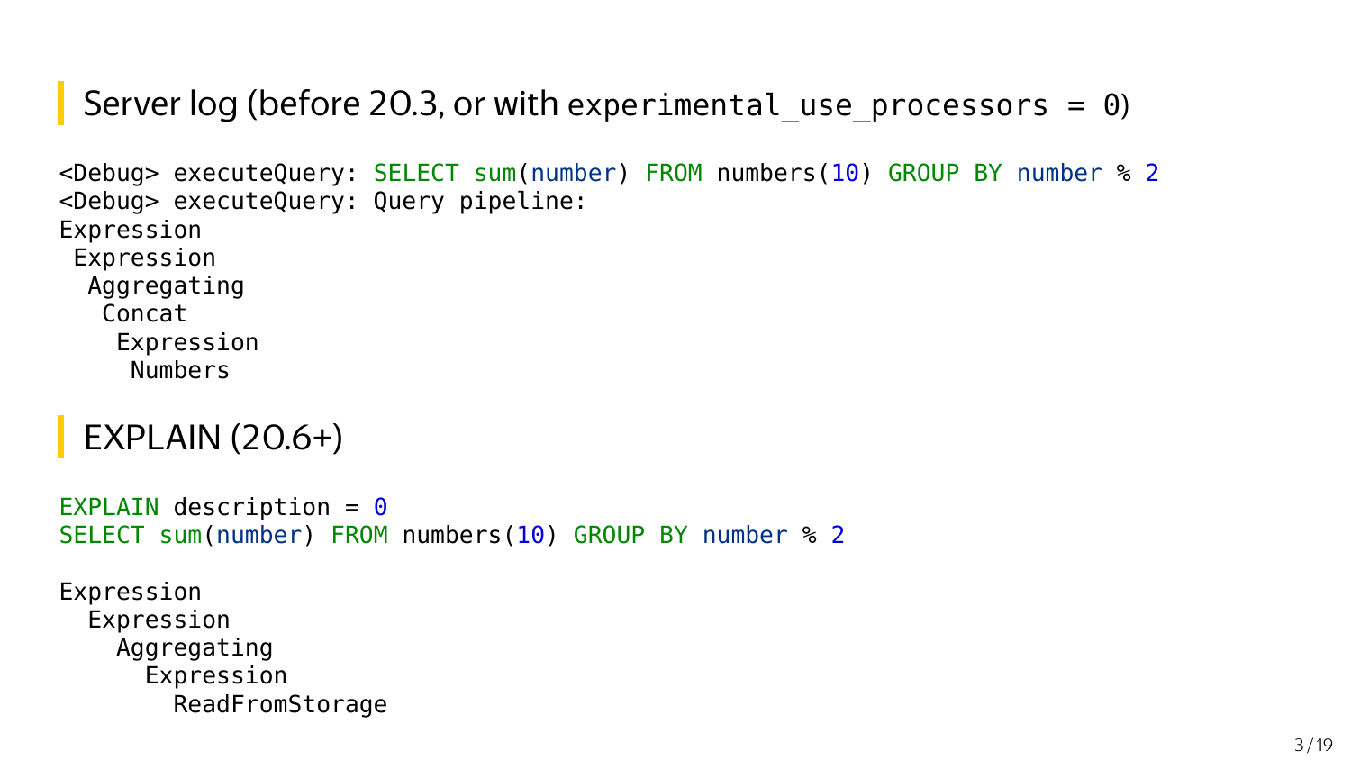## Server log (before 20.3, or with `experimental_use_processors = 0`)

```
<Debug> executeQuery: SELECT sum(number) FROM numbers(10) GROUP BY number % 2
<Debug> executeQuery: Query pipeline:
Expression
 Expression
  Aggregating
   Concat
    Expression
     Numbers
```

## EXPLAIN (20.6+)

```
EXPLAIN description = 0
SELECT sum(number) FROM numbers(10) GROUP BY number % 2

Expression
  Expression
    Aggregating
      Expression
        ReadFromStorage
```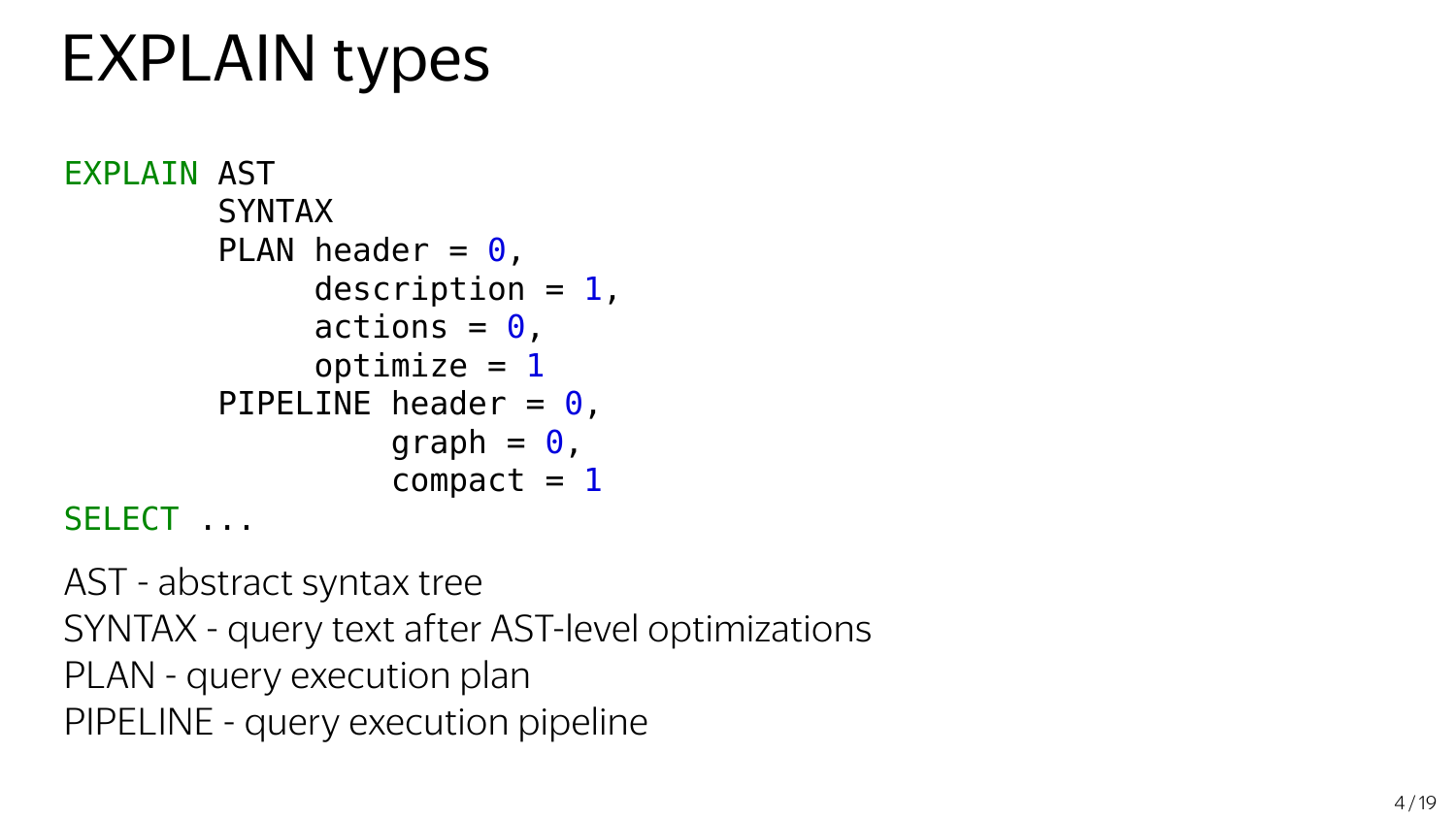# EXPLAIN types

```
EXPLAIN AST
        SYNTAX
        PLAN header = 0,
             description = 1,
             actions = 0,
             optimize = 1
        PIPELINE header = 0,
                 graph = 0,
                 compact = 1
SELECT ...
```

AST - abstract syntax tree
SYNTAX - query text after AST-level optimizations
PLAN - query execution plan
PIPELINE - query execution pipeline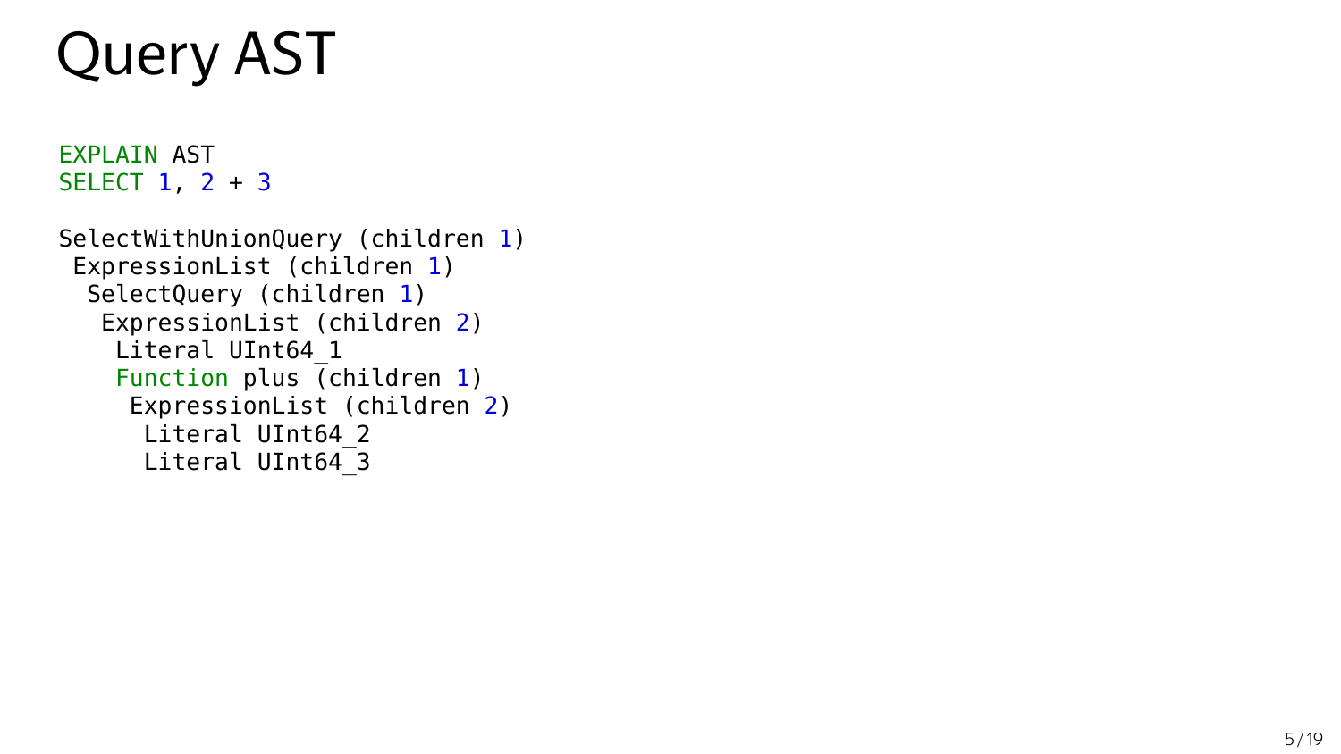# Query AST

```
EXPLAIN AST
SELECT 1, 2 + 3
```

```
SelectWithUnionQuery (children 1)
 ExpressionList (children 1)
  SelectQuery (children 1)
   ExpressionList (children 2)
    Literal UInt64_1
    Function plus (children 1)
     ExpressionList (children 2)
      Literal UInt64_2
      Literal UInt64_3
```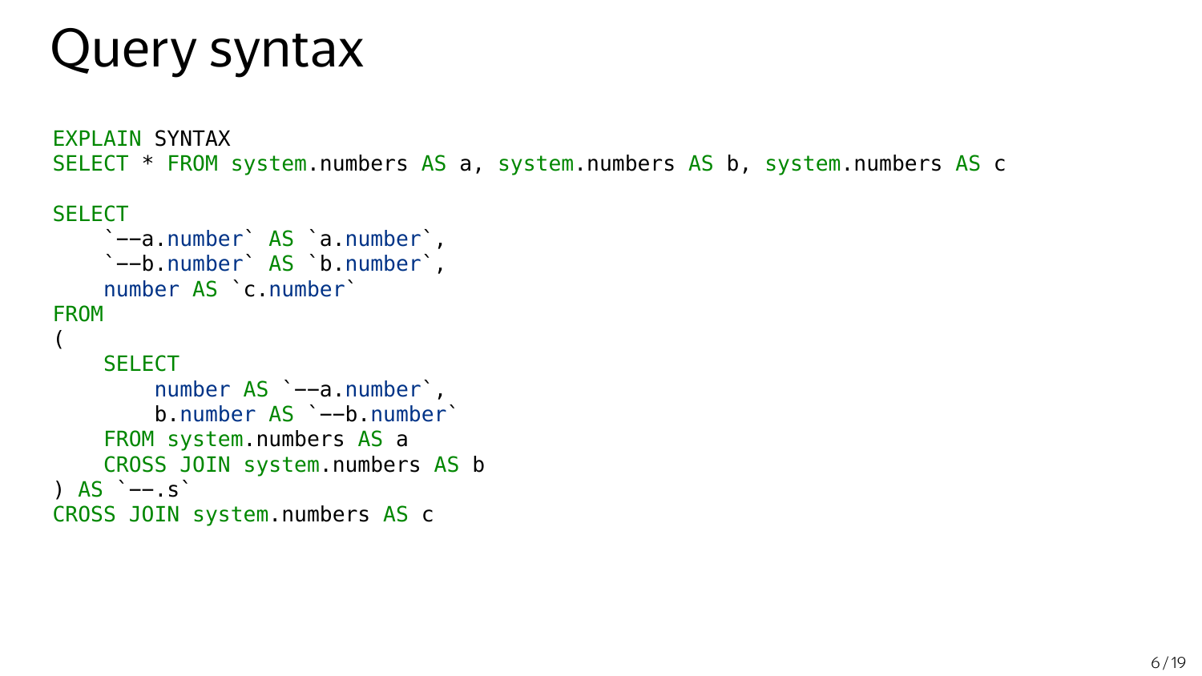# Query syntax

```
EXPLAIN SYNTAX
SELECT * FROM system.numbers AS a, system.numbers AS b, system.numbers AS c

SELECT
    `--a.number` AS `a.number`,
    `--b.number` AS `b.number`,
    number AS `c.number`
FROM
(
    SELECT
        number AS `--a.number`,
        b.number AS `--b.number`
    FROM system.numbers AS a
    CROSS JOIN system.numbers AS b
) AS `--.s`
CROSS JOIN system.numbers AS c
```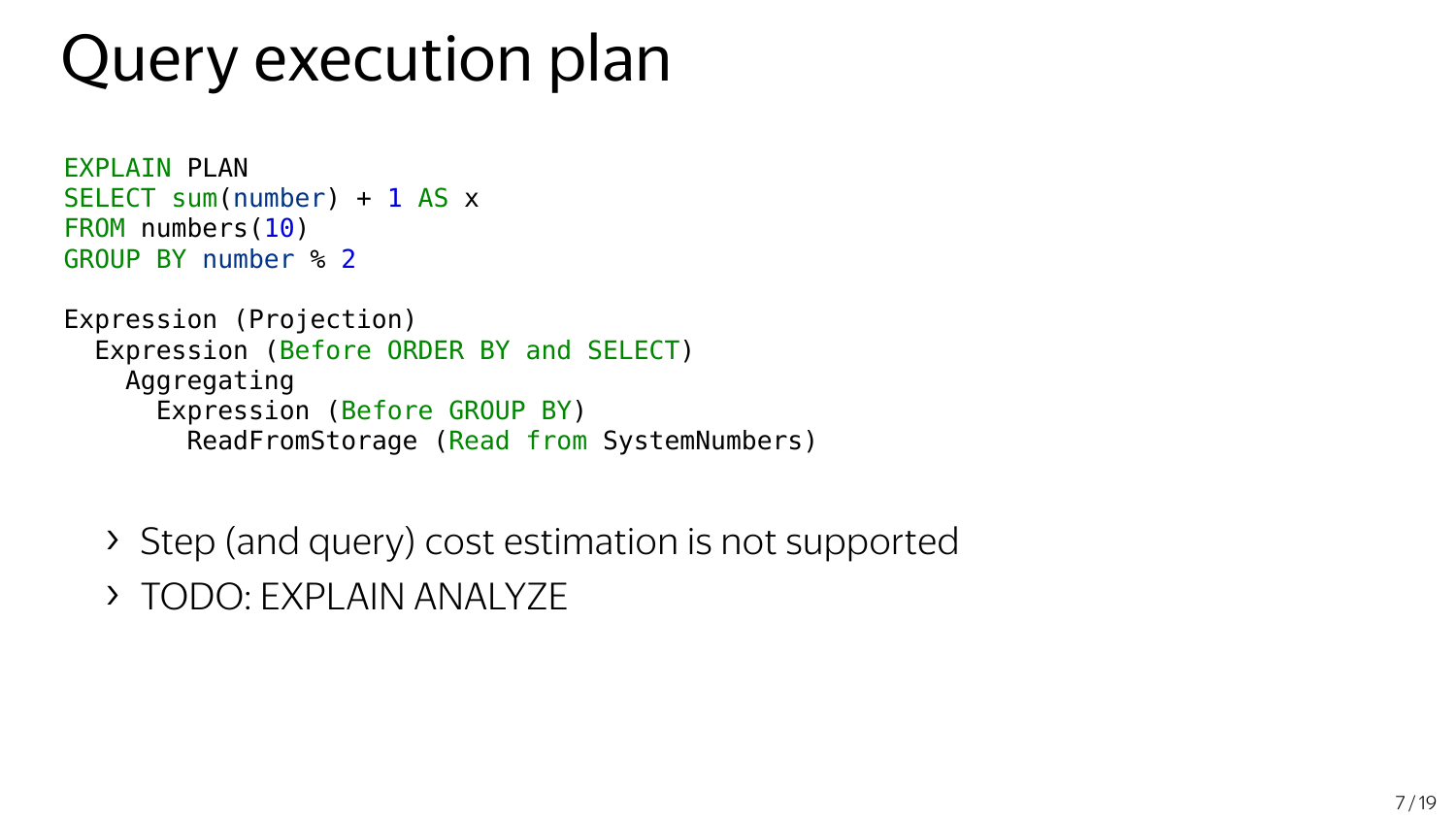# Query execution plan

```
EXPLAIN PLAN
SELECT sum(number) + 1 AS x
FROM numbers(10)
GROUP BY number % 2
```

```
Expression (Projection)
  Expression (Before ORDER BY and SELECT)
    Aggregating
      Expression (Before GROUP BY)
        ReadFromStorage (Read from SystemNumbers)
```

- Step (and query) cost estimation is not supported
- TODO: EXPLAIN ANALYZE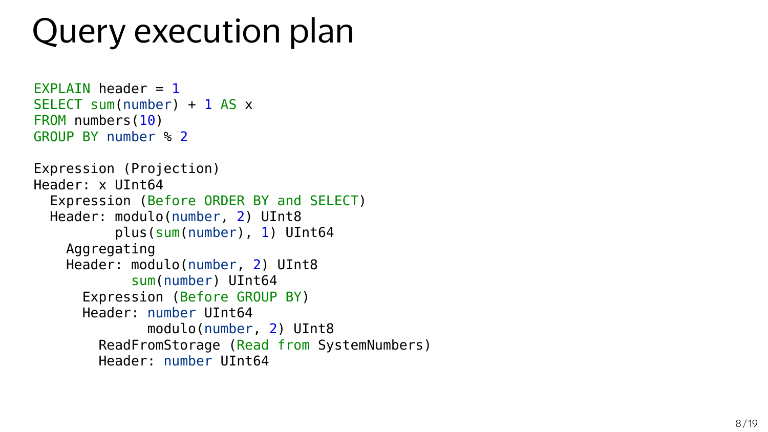# Query execution plan

```
EXPLAIN header = 1
SELECT sum(number) + 1 AS x
FROM numbers(10)
GROUP BY number % 2

Expression (Projection)
Header: x UInt64
  Expression (Before ORDER BY and SELECT)
  Header: modulo(number, 2) UInt8
          plus(sum(number), 1) UInt64
    Aggregating
    Header: modulo(number, 2) UInt8
            sum(number) UInt64
      Expression (Before GROUP BY)
      Header: number UInt64
              modulo(number, 2) UInt8
        ReadFromStorage (Read from SystemNumbers)
        Header: number UInt64
```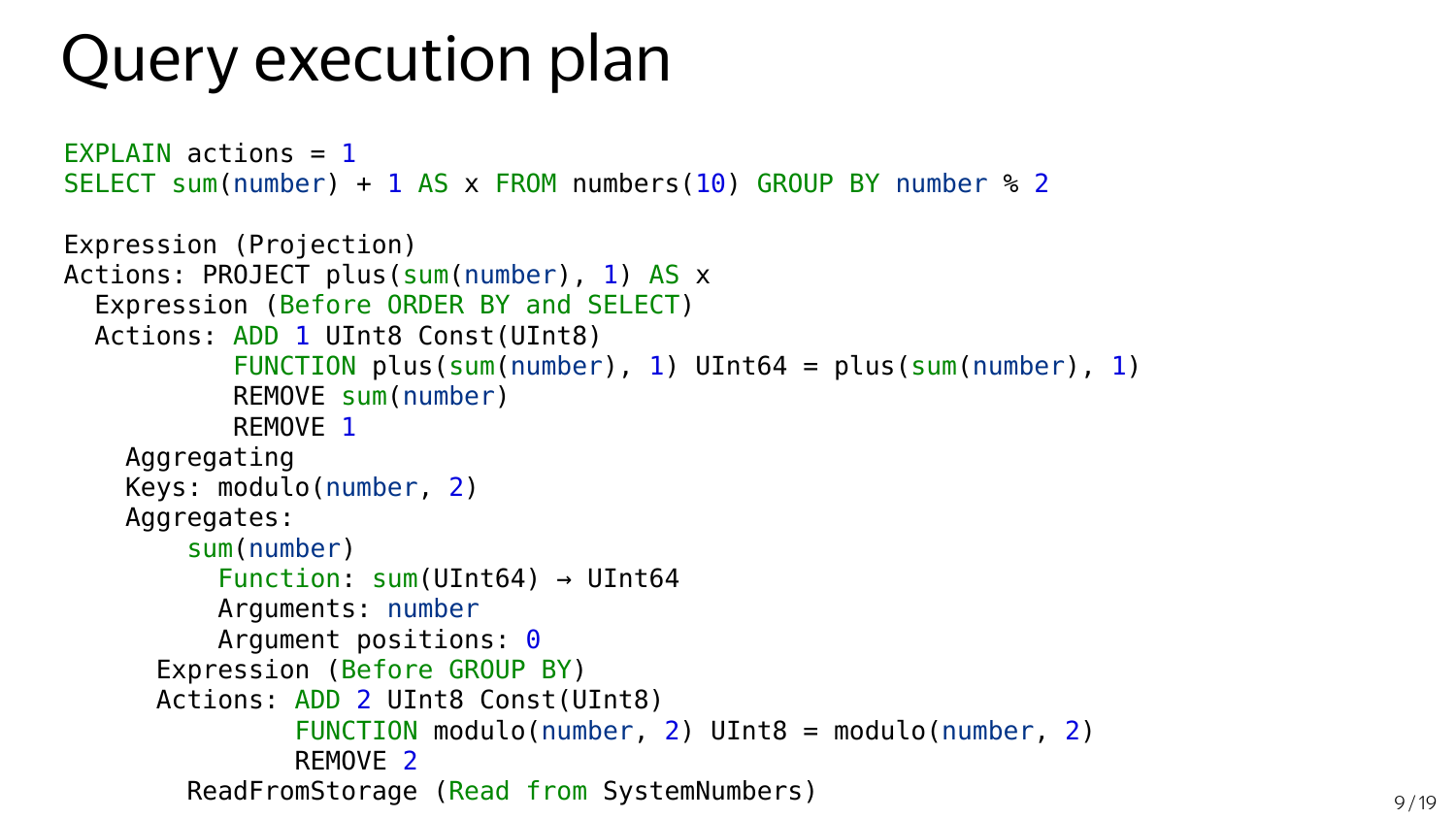# Query execution plan

```
EXPLAIN actions = 1
SELECT sum(number) + 1 AS x FROM numbers(10) GROUP BY number % 2

Expression (Projection)
Actions: PROJECT plus(sum(number), 1) AS x
  Expression (Before ORDER BY and SELECT)
  Actions: ADD 1 UInt8 Const(UInt8)
           FUNCTION plus(sum(number), 1) UInt64 = plus(sum(number), 1)
           REMOVE sum(number)
           REMOVE 1
    Aggregating
    Keys: modulo(number, 2)
    Aggregates:
        sum(number)
          Function: sum(UInt64) → UInt64
          Arguments: number
          Argument positions: 0
      Expression (Before GROUP BY)
      Actions: ADD 2 UInt8 Const(UInt8)
               FUNCTION modulo(number, 2) UInt8 = modulo(number, 2)
               REMOVE 2
        ReadFromStorage (Read from SystemNumbers)
```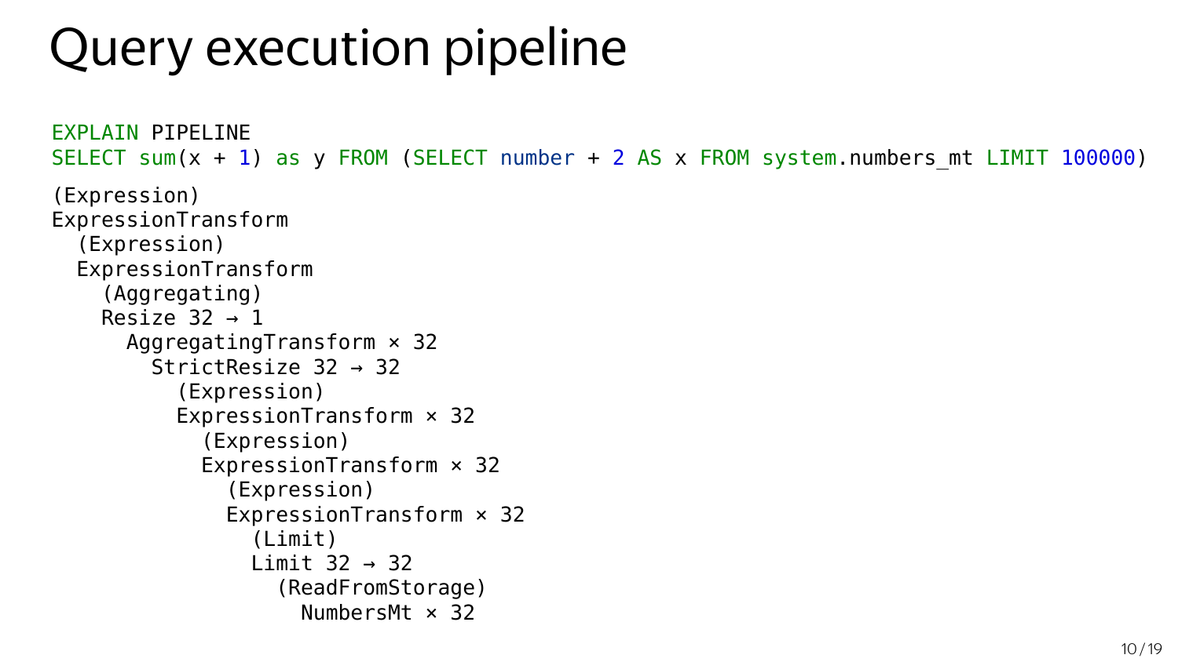# Query execution pipeline

```
EXPLAIN PIPELINE
SELECT sum(x + 1) as y FROM (SELECT number + 2 AS x FROM system.numbers_mt LIMIT 100000)
```

```
(Expression)
ExpressionTransform
  (Expression)
  ExpressionTransform
    (Aggregating)
    Resize 32 → 1
      AggregatingTransform × 32
        StrictResize 32 → 32
          (Expression)
          ExpressionTransform × 32
            (Expression)
            ExpressionTransform × 32
              (Expression)
              ExpressionTransform × 32
                (Limit)
                Limit 32 → 32
                  (ReadFromStorage)
                  NumbersMt × 32
```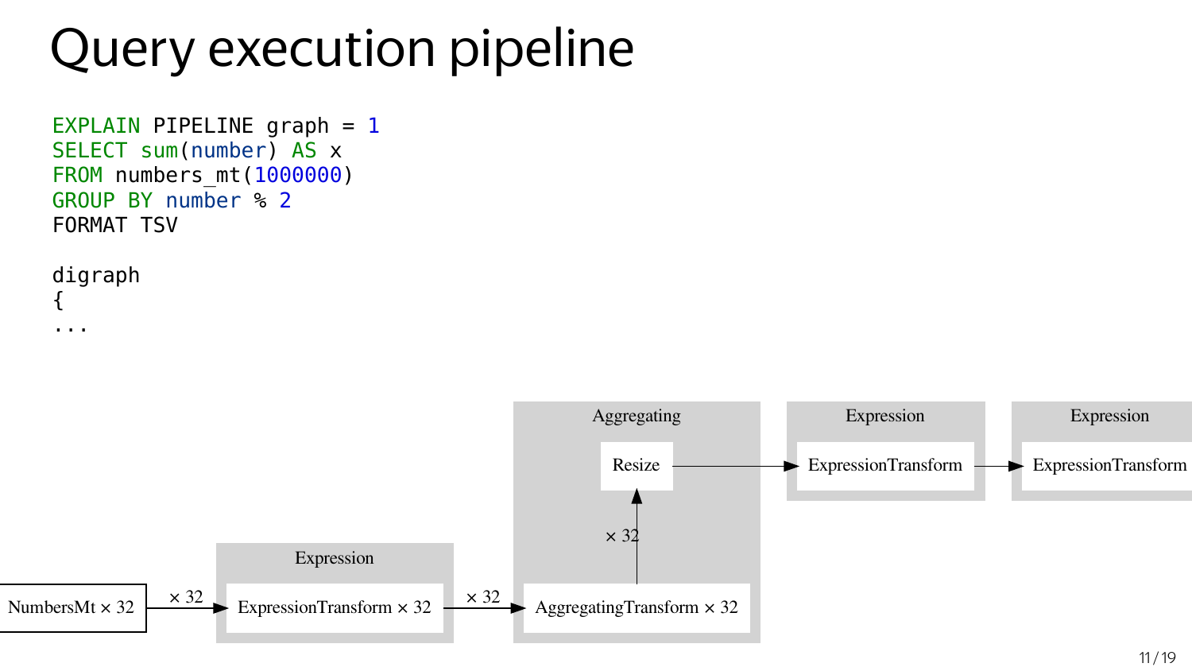# Query execution pipeline

```
EXPLAIN PIPELINE graph = 1
SELECT sum(number) AS x
FROM numbers_mt(1000000)
GROUP BY number % 2
FORMAT TSV

digraph
{
...
```

NumbersMt × 32 → (× 32) → **Expression**: ExpressionTransform × 32 → (× 32) → **Aggregating**: AggregatingTransform × 32 → (× 32) → Resize → **Expression**: ExpressionTransform → **Expression**: ExpressionTransform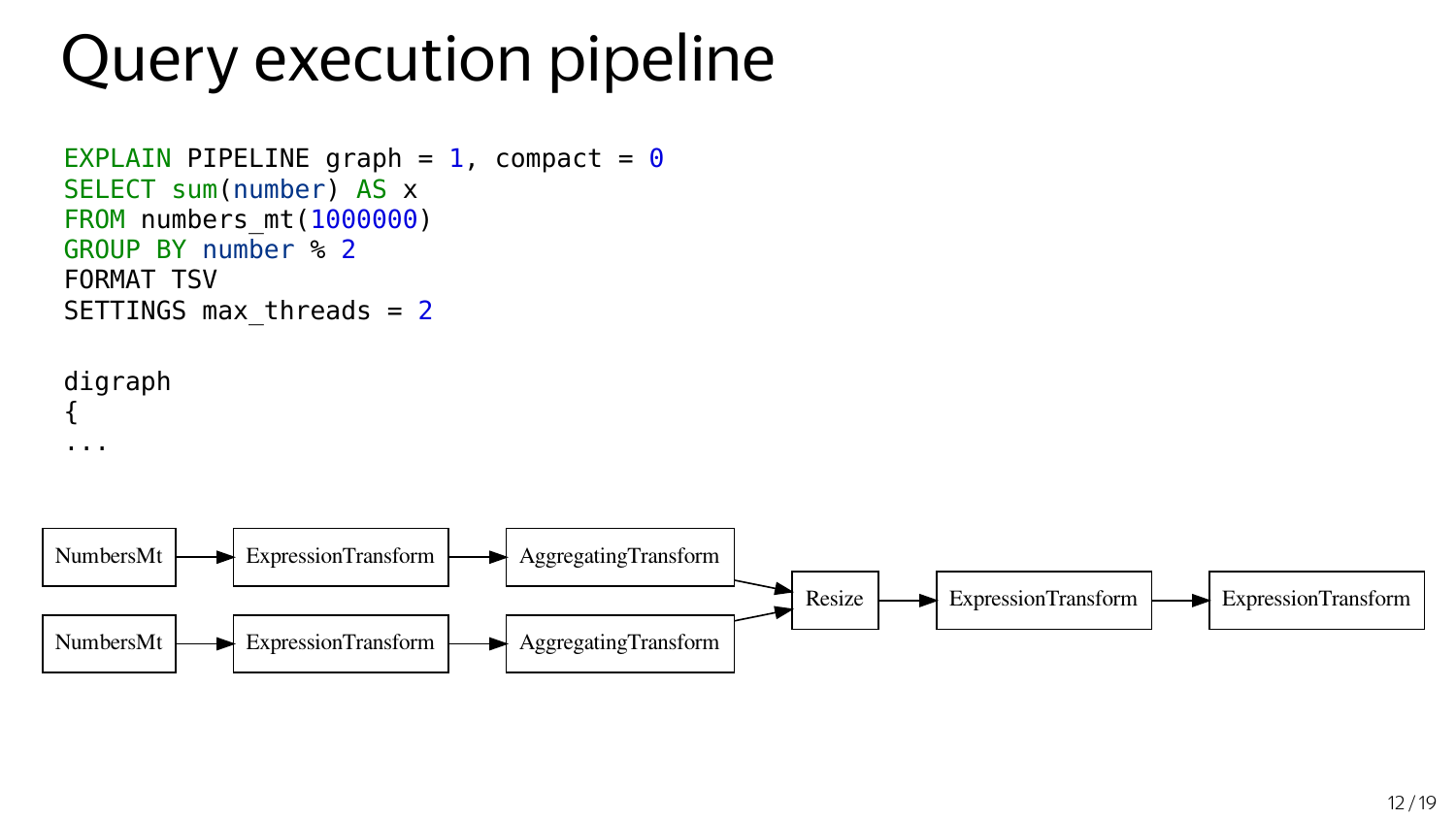# Query execution pipeline

```
EXPLAIN PIPELINE graph = 1, compact = 0
SELECT sum(number) AS x
FROM numbers_mt(1000000)
GROUP BY number % 2
FORMAT TSV
SETTINGS max_threads = 2
```

```
digraph
{
...
```

NumbersMt → ExpressionTransform → AggregatingTransform

NumbersMt → ExpressionTransform → AggregatingTransform

→ Resize → ExpressionTransform → ExpressionTransform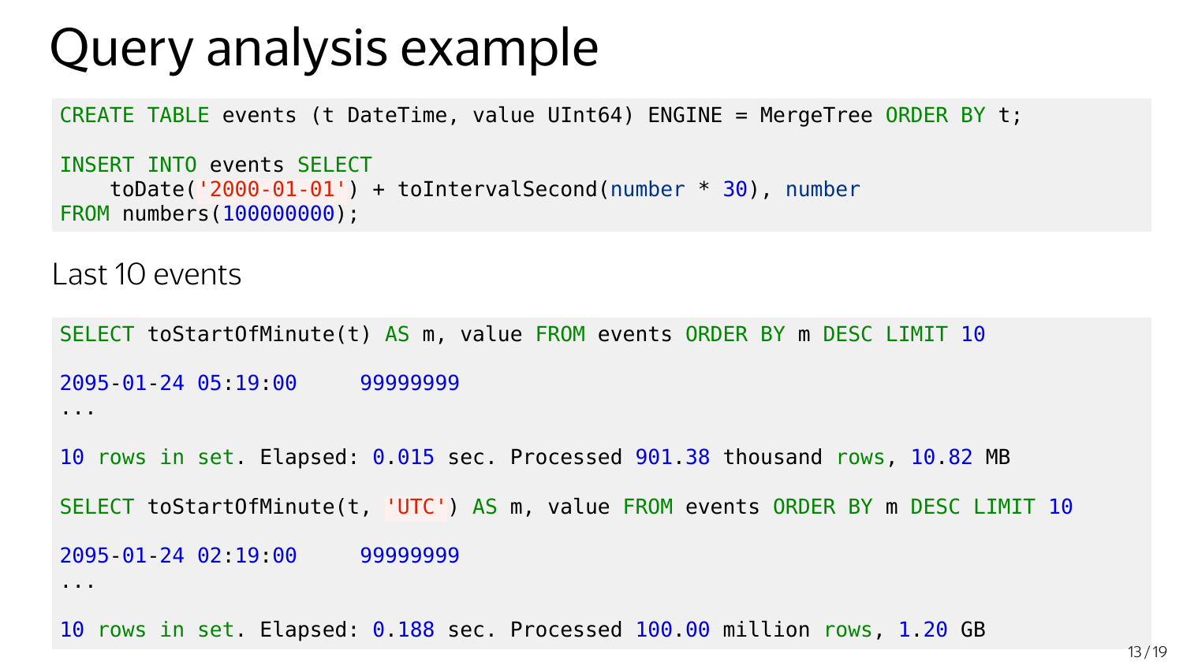# Query analysis example

```
CREATE TABLE events (t DateTime, value UInt64) ENGINE = MergeTree ORDER BY t;

INSERT INTO events SELECT
    toDate('2000-01-01') + toIntervalSecond(number * 30), number
FROM numbers(100000000);
```

Last 10 events

```
SELECT toStartOfMinute(t) AS m, value FROM events ORDER BY m DESC LIMIT 10

2095-01-24 05:19:00     99999999
...

10 rows in set. Elapsed: 0.015 sec. Processed 901.38 thousand rows, 10.82 MB

SELECT toStartOfMinute(t, 'UTC') AS m, value FROM events ORDER BY m DESC LIMIT 10

2095-01-24 02:19:00     99999999
...

10 rows in set. Elapsed: 0.188 sec. Processed 100.00 million rows, 1.20 GB
```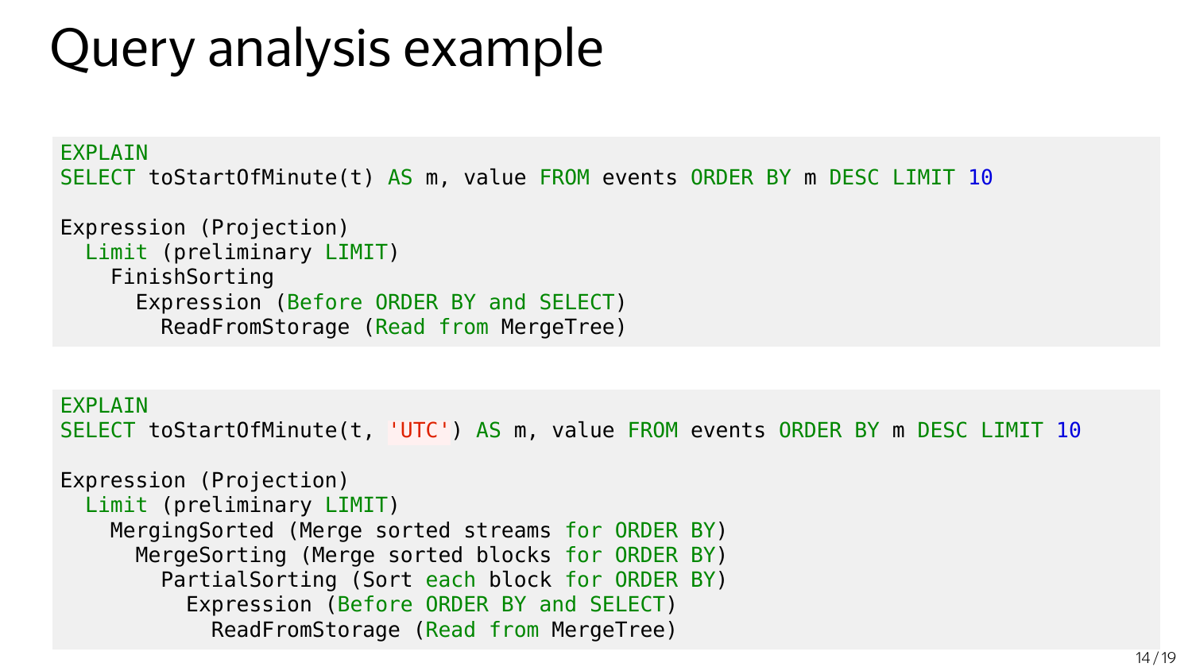# Query analysis example

```
EXPLAIN
SELECT toStartOfMinute(t) AS m, value FROM events ORDER BY m DESC LIMIT 10

Expression (Projection)
  Limit (preliminary LIMIT)
    FinishSorting
      Expression (Before ORDER BY and SELECT)
        ReadFromStorage (Read from MergeTree)
```

```
EXPLAIN
SELECT toStartOfMinute(t, 'UTC') AS m, value FROM events ORDER BY m DESC LIMIT 10

Expression (Projection)
  Limit (preliminary LIMIT)
    MergingSorted (Merge sorted streams for ORDER BY)
      MergeSorting (Merge sorted blocks for ORDER BY)
        PartialSorting (Sort each block for ORDER BY)
          Expression (Before ORDER BY and SELECT)
            ReadFromStorage (Read from MergeTree)
```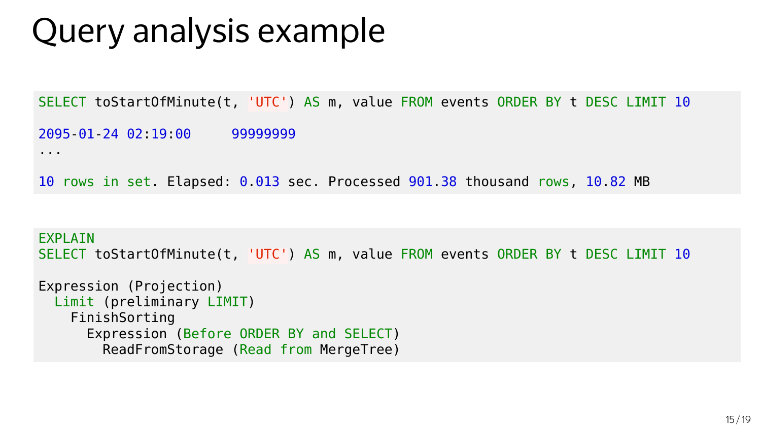# Query analysis example

```
SELECT toStartOfMinute(t, 'UTC') AS m, value FROM events ORDER BY t DESC LIMIT 10

2095-01-24 02:19:00     99999999
...

10 rows in set. Elapsed: 0.013 sec. Processed 901.38 thousand rows, 10.82 MB
```

```
EXPLAIN
SELECT toStartOfMinute(t, 'UTC') AS m, value FROM events ORDER BY t DESC LIMIT 10

Expression (Projection)
  Limit (preliminary LIMIT)
    FinishSorting
      Expression (Before ORDER BY and SELECT)
        ReadFromStorage (Read from MergeTree)
```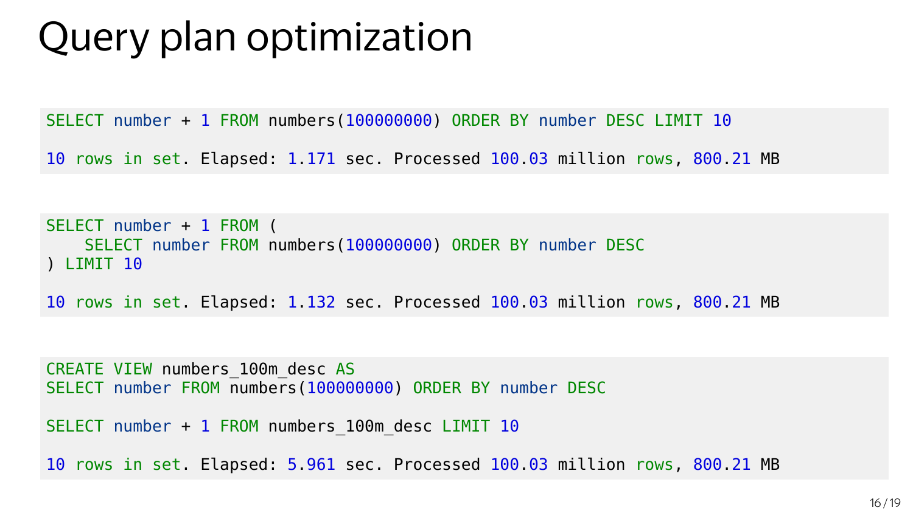# Query plan optimization

```
SELECT number + 1 FROM numbers(100000000) ORDER BY number DESC LIMIT 10

10 rows in set. Elapsed: 1.171 sec. Processed 100.03 million rows, 800.21 MB
```

```
SELECT number + 1 FROM (
    SELECT number FROM numbers(100000000) ORDER BY number DESC
) LIMIT 10

10 rows in set. Elapsed: 1.132 sec. Processed 100.03 million rows, 800.21 MB
```

```
CREATE VIEW numbers_100m_desc AS
SELECT number FROM numbers(100000000) ORDER BY number DESC

SELECT number + 1 FROM numbers_100m_desc LIMIT 10

10 rows in set. Elapsed: 5.961 sec. Processed 100.03 million rows, 800.21 MB
```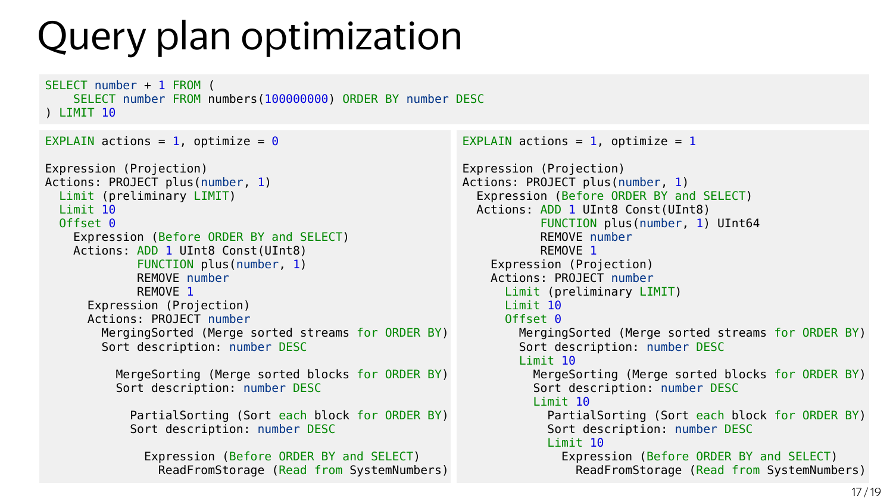# Query plan optimization

```
SELECT number + 1 FROM (
    SELECT number FROM numbers(100000000) ORDER BY number DESC
) LIMIT 10
```

```
EXPLAIN actions = 1, optimize = 0

Expression (Projection)
Actions: PROJECT plus(number, 1)
  Limit (preliminary LIMIT)
  Limit 10
  Offset 0
    Expression (Before ORDER BY and SELECT)
    Actions: ADD 1 UInt8 Const(UInt8)
             FUNCTION plus(number, 1)
             REMOVE number
             REMOVE 1
      Expression (Projection)
      Actions: PROJECT number
        MergingSorted (Merge sorted streams for ORDER BY)
        Sort description: number DESC

          MergeSorting (Merge sorted blocks for ORDER BY)
          Sort description: number DESC

            PartialSorting (Sort each block for ORDER BY)
            Sort description: number DESC

              Expression (Before ORDER BY and SELECT)
                ReadFromStorage (Read from SystemNumbers)
```

```
EXPLAIN actions = 1, optimize = 1

Expression (Projection)
Actions: PROJECT plus(number, 1)
  Expression (Before ORDER BY and SELECT)
  Actions: ADD 1 UInt8 Const(UInt8)
           FUNCTION plus(number, 1) UInt64
           REMOVE number
           REMOVE 1
    Expression (Projection)
    Actions: PROJECT number
      Limit (preliminary LIMIT)
      Limit 10
      Offset 0
        MergingSorted (Merge sorted streams for ORDER BY)
        Sort description: number DESC
        Limit 10
          MergeSorting (Merge sorted blocks for ORDER BY)
          Sort description: number DESC
          Limit 10
            PartialSorting (Sort each block for ORDER BY)
            Sort description: number DESC
            Limit 10
              Expression (Before ORDER BY and SELECT)
                ReadFromStorage (Read from SystemNumbers)
```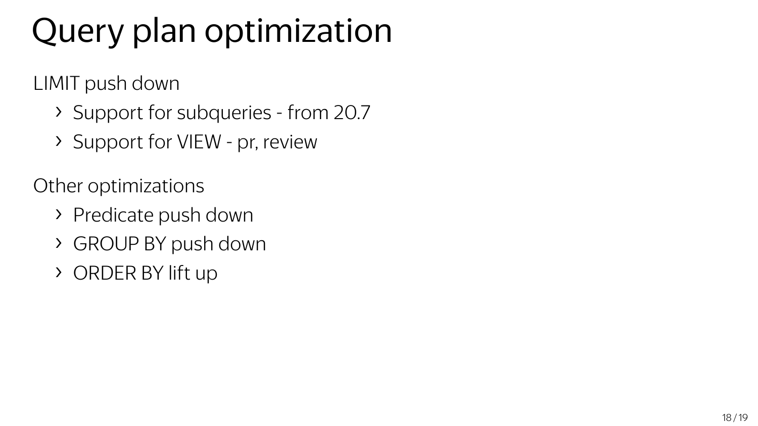# Query plan optimization

LIMIT push down

- Support for subqueries - from 20.7
- Support for VIEW - pr, review

Other optimizations

- Predicate push down
- GROUP BY push down
- ORDER BY lift up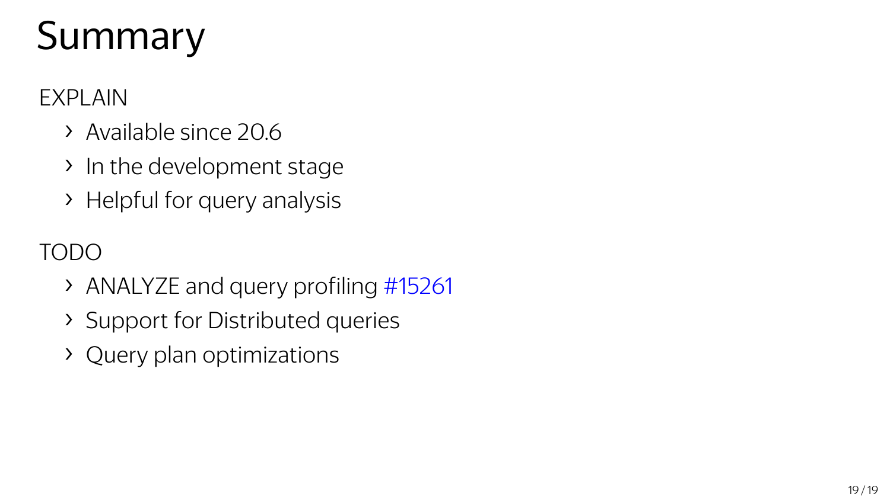# Summary

EXPLAIN

- Available since 20.6
- In the development stage
- Helpful for query analysis

TODO

- ANALYZE and query profiling #15261
- Support for Distributed queries
- Query plan optimizations